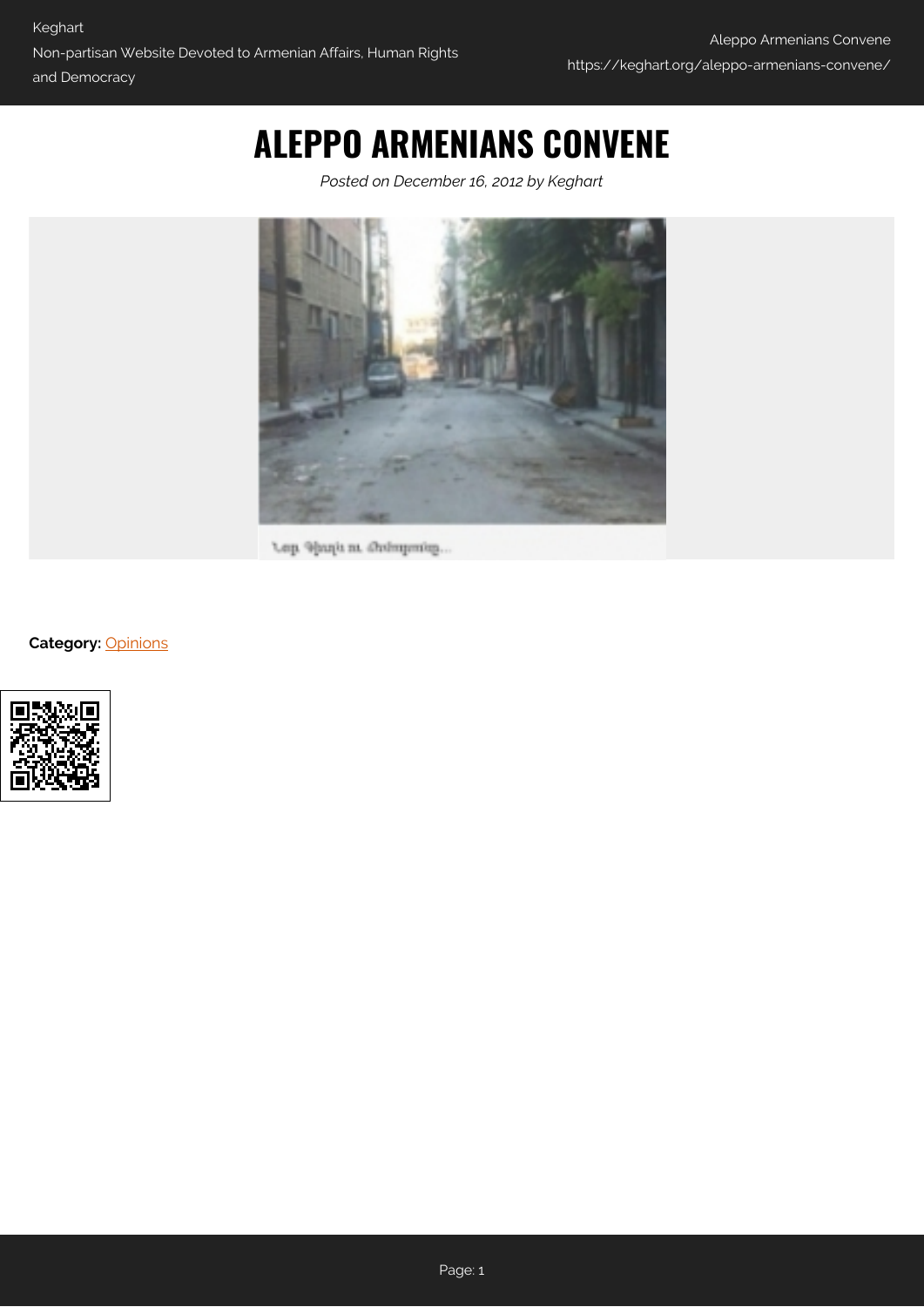# ALEPPO ARMENIANS CONVENE

*Posted on December 16, 2012 by Keghart*

**Category:** Opinions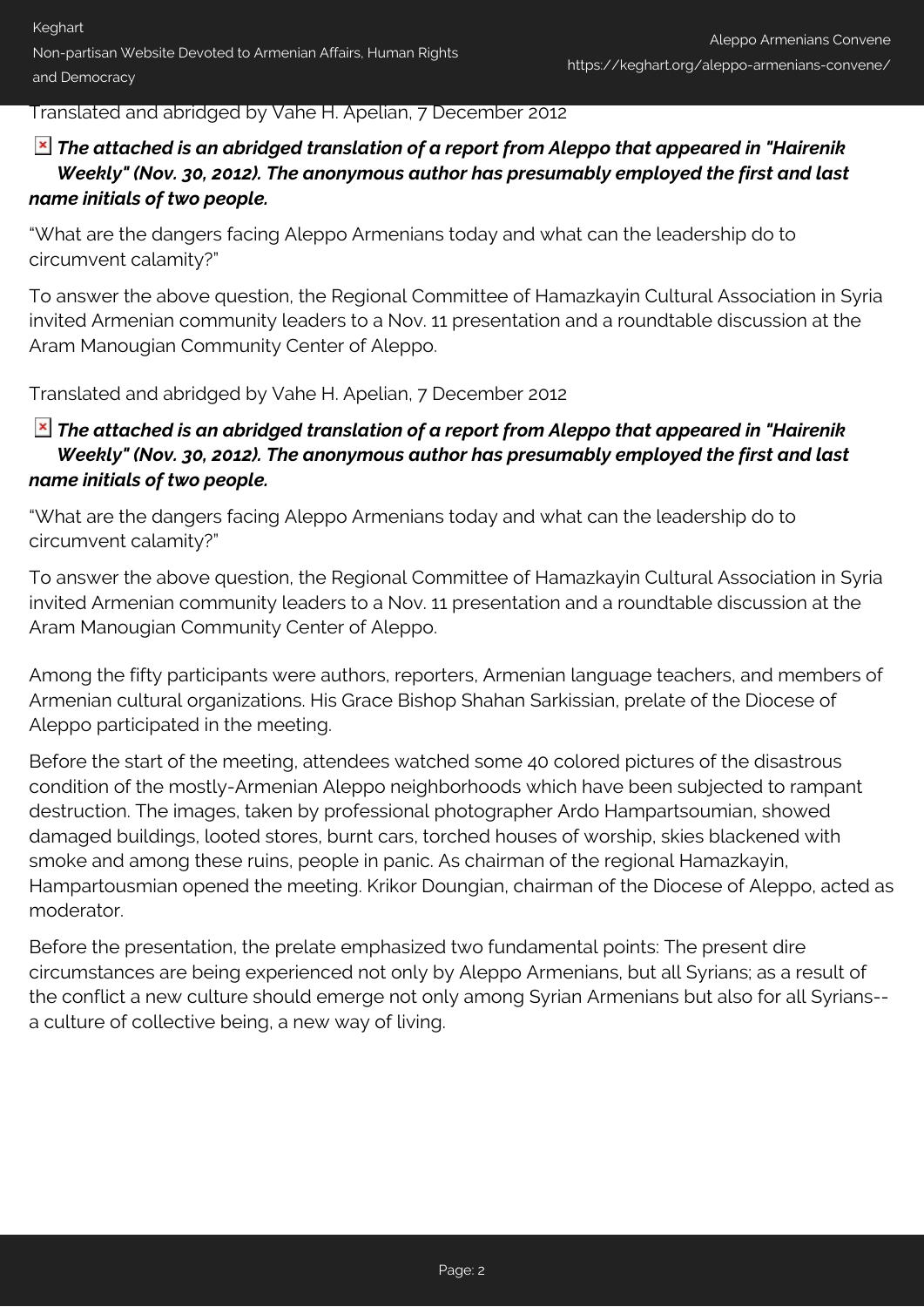Translated and abridged by Vahe H. Apelian, 7 December 2012

***The attached is an abridged translation of a report from Aleppo that appeared in "Hairenik Weekly" (Nov. 30, 2012). The anonymous author has presumably employed the first and last name initials of two people.***

“What are the dangers facing Aleppo Armenians today and what can the leadership do to circumvent calamity?”

To answer the above question, the Regional Committee of Hamazkayin Cultural Association in Syria invited Armenian community leaders to a Nov. 11 presentation and a roundtable discussion at the Aram Manougian Community Center of Aleppo.

Translated and abridged by Vahe H. Apelian, 7 December 2012

***The attached is an abridged translation of a report from Aleppo that appeared in "Hairenik Weekly" (Nov. 30, 2012). The anonymous author has presumably employed the first and last name initials of two people.***

“What are the dangers facing Aleppo Armenians today and what can the leadership do to circumvent calamity?”

To answer the above question, the Regional Committee of Hamazkayin Cultural Association in Syria invited Armenian community leaders to a Nov. 11 presentation and a roundtable discussion at the Aram Manougian Community Center of Aleppo.

Among the fifty participants were authors, reporters, Armenian language teachers, and members of Armenian cultural organizations. His Grace Bishop Shahan Sarkissian, prelate of the Diocese of Aleppo participated in the meeting.

Before the start of the meeting, attendees watched some 40 colored pictures of the disastrous condition of the mostly-Armenian Aleppo neighborhoods which have been subjected to rampant destruction. The images, taken by professional photographer Ardo Hampartsoumian, showed damaged buildings, looted stores, burnt cars, torched houses of worship, skies blackened with smoke and among these ruins, people in panic. As chairman of the regional Hamazkayin, Hampartousmian opened the meeting. Krikor Doungian, chairman of the Diocese of Aleppo, acted as moderator.

Before the presentation, the prelate emphasized two fundamental points: The present dire circumstances are being experienced not only by Aleppo Armenians, but all Syrians; as a result of the conflict a new culture should emerge not only among Syrian Armenians but also for all Syrians--a culture of collective being, a new way of living.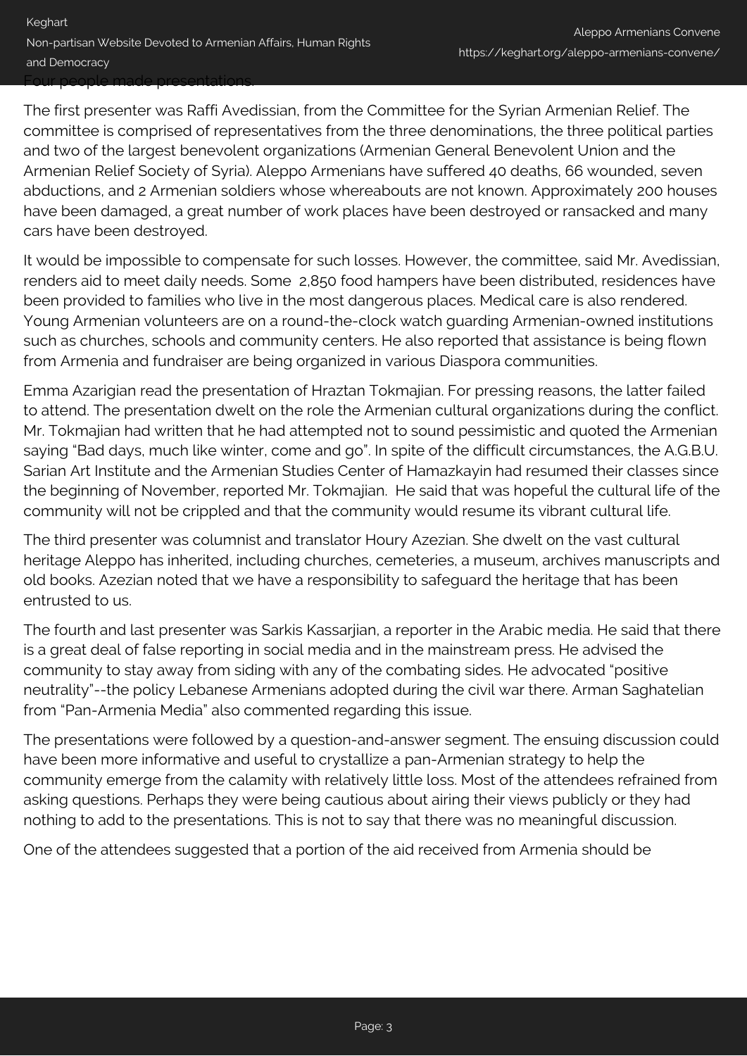Four people made presentations.

The first presenter was Raffi Avedissian, from the Committee for the Syrian Armenian Relief. The committee is comprised of representatives from the three denominations, the three political parties and two of the largest benevolent organizations (Armenian General Benevolent Union and the Armenian Relief Society of Syria). Aleppo Armenians have suffered 40 deaths, 66 wounded, seven abductions, and 2 Armenian soldiers whose whereabouts are not known. Approximately 200 houses have been damaged, a great number of work places have been destroyed or ransacked and many cars have been destroyed.

It would be impossible to compensate for such losses. However, the committee, said Mr. Avedissian, renders aid to meet daily needs. Some 2,850 food hampers have been distributed, residences have been provided to families who live in the most dangerous places. Medical care is also rendered. Young Armenian volunteers are on a round-the-clock watch guarding Armenian-owned institutions such as churches, schools and community centers. He also reported that assistance is being flown from Armenia and fundraiser are being organized in various Diaspora communities.

Emma Azarigian read the presentation of Hraztan Tokmajian. For pressing reasons, the latter failed to attend. The presentation dwelt on the role the Armenian cultural organizations during the conflict. Mr. Tokmajian had written that he had attempted not to sound pessimistic and quoted the Armenian saying "Bad days, much like winter, come and go". In spite of the difficult circumstances, the A.G.B.U. Sarian Art Institute and the Armenian Studies Center of Hamazkayin had resumed their classes since the beginning of November, reported Mr. Tokmajian. He said that was hopeful the cultural life of the community will not be crippled and that the community would resume its vibrant cultural life.

The third presenter was columnist and translator Houry Azezian. She dwelt on the vast cultural heritage Aleppo has inherited, including churches, cemeteries, a museum, archives manuscripts and old books. Azezian noted that we have a responsibility to safeguard the heritage that has been entrusted to us.

The fourth and last presenter was Sarkis Kassarjian, a reporter in the Arabic media. He said that there is a great deal of false reporting in social media and in the mainstream press. He advised the community to stay away from siding with any of the combating sides. He advocated "positive neutrality"--the policy Lebanese Armenians adopted during the civil war there. Arman Saghatelian from "Pan-Armenia Media" also commented regarding this issue.

The presentations were followed by a question-and-answer segment. The ensuing discussion could have been more informative and useful to crystallize a pan-Armenian strategy to help the community emerge from the calamity with relatively little loss. Most of the attendees refrained from asking questions. Perhaps they were being cautious about airing their views publicly or they had nothing to add to the presentations. This is not to say that there was no meaningful discussion.

One of the attendees suggested that a portion of the aid received from Armenia should be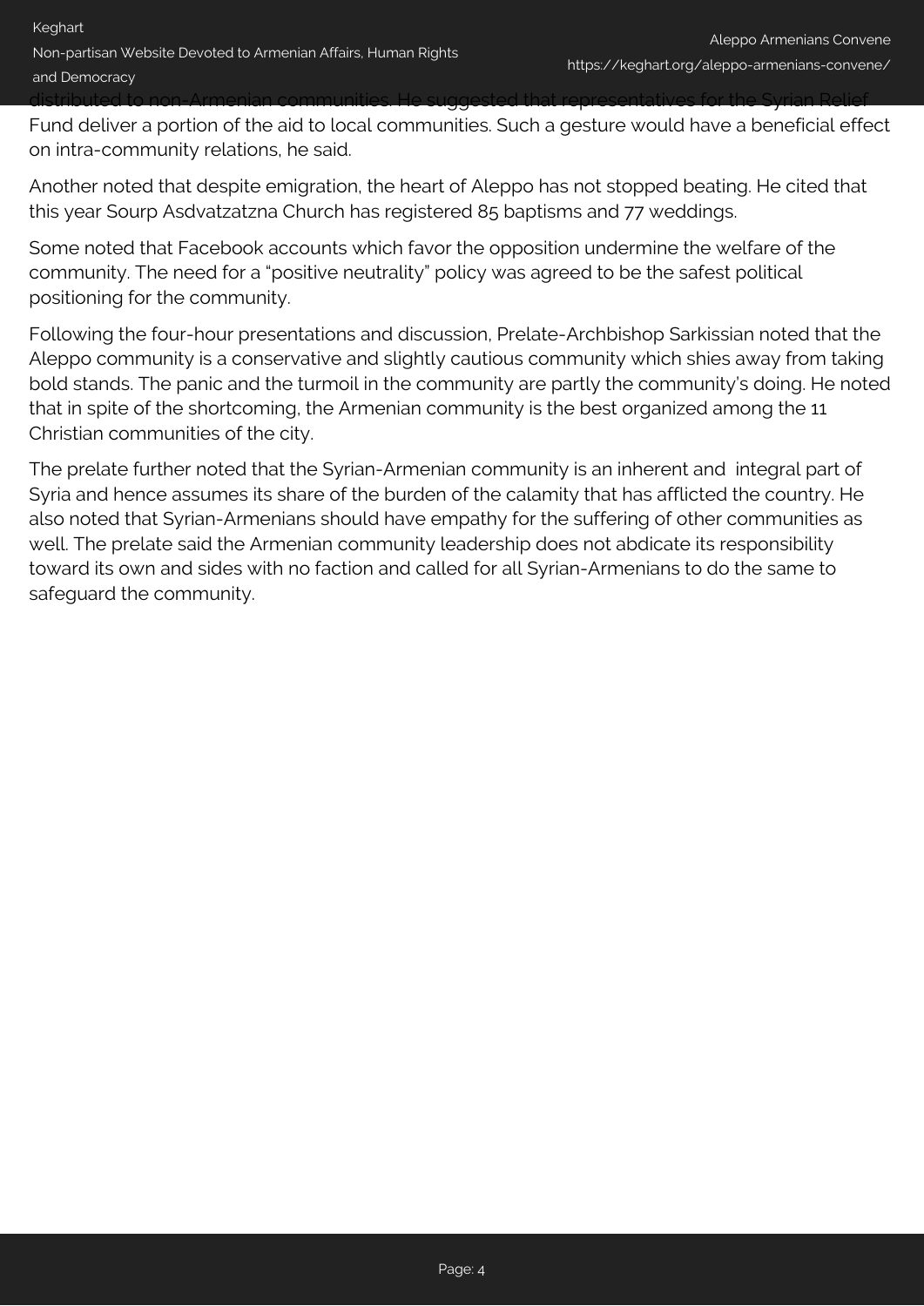distributed to non-Armenian communities. He suggested that representatives for the Syrian Relief Fund deliver a portion of the aid to local communities. Such a gesture would have a beneficial effect on intra-community relations, he said.

Another noted that despite emigration, the heart of Aleppo has not stopped beating. He cited that this year Sourp Asdvatzatzna Church has registered 85 baptisms and 77 weddings.

Some noted that Facebook accounts which favor the opposition undermine the welfare of the community. The need for a "positive neutrality" policy was agreed to be the safest political positioning for the community.

Following the four-hour presentations and discussion, Prelate-Archbishop Sarkissian noted that the Aleppo community is a conservative and slightly cautious community which shies away from taking bold stands. The panic and the turmoil in the community are partly the community's doing. He noted that in spite of the shortcoming, the Armenian community is the best organized among the 11 Christian communities of the city.

The prelate further noted that the Syrian-Armenian community is an inherent and integral part of Syria and hence assumes its share of the burden of the calamity that has afflicted the country. He also noted that Syrian-Armenians should have empathy for the suffering of other communities as well. The prelate said the Armenian community leadership does not abdicate its responsibility toward its own and sides with no faction and called for all Syrian-Armenians to do the same to safeguard the community.